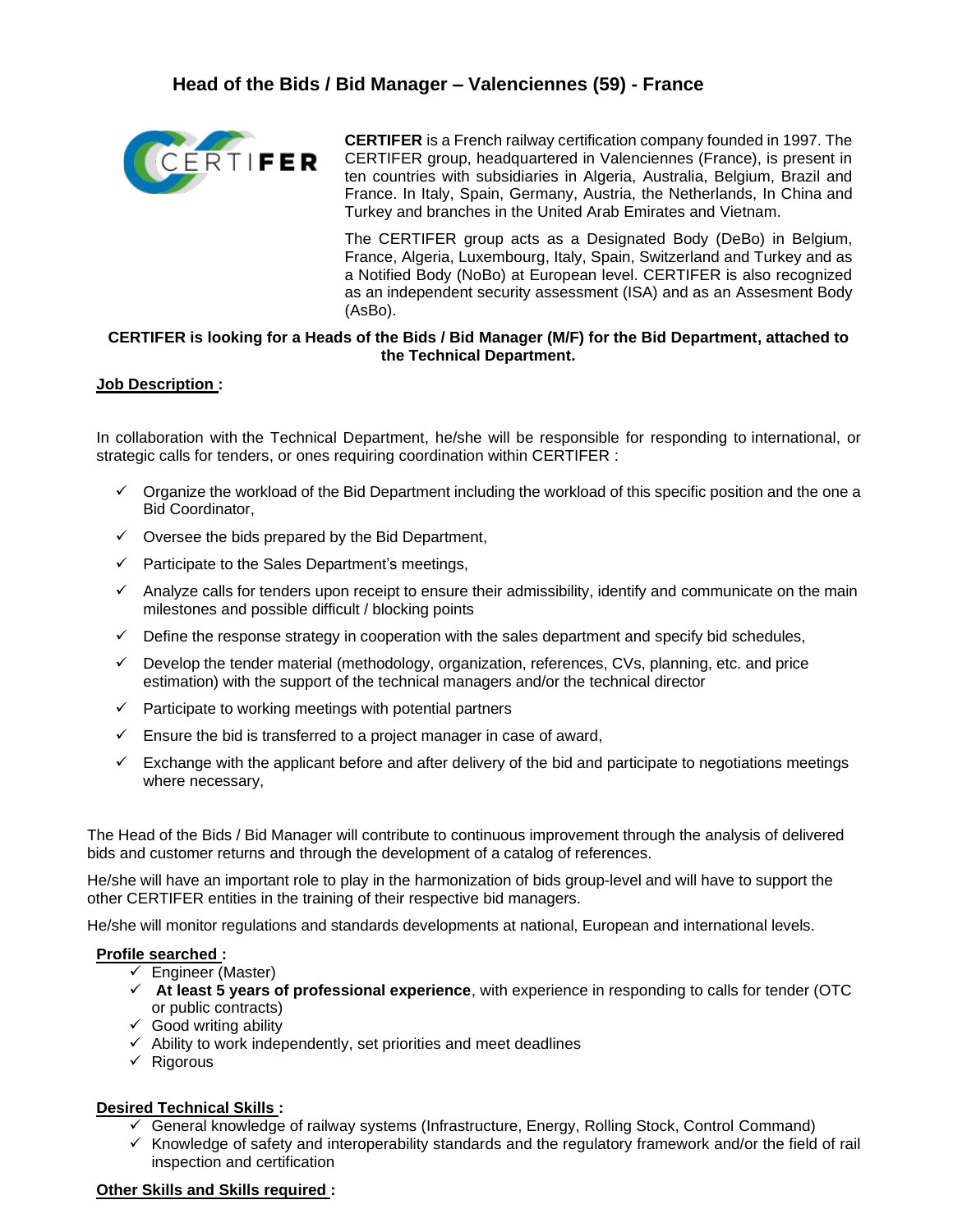# Head of the Bids / Bid Manager – Valenciennes (59) - France

**CERTIFER** is a French railway certification company founded in 1997. The CERTIFER group, headquartered in Valenciennes (France), is present in ten countries with subsidiaries in Algeria, Australia, Belgium, Brazil and France. In Italy, Spain, Germany, Austria, the Netherlands, In China and Turkey and branches in the United Arab Emirates and Vietnam.

The CERTIFER group acts as a Designated Body (DeBo) in Belgium, France, Algeria, Luxembourg, Italy, Spain, Switzerland and Turkey and as a Notified Body (NoBo) at European level. CERTIFER is also recognized as an independent security assessment (ISA) and as an Assesment Body (AsBo).

**CERTIFER is looking for a Heads of the Bids / Bid Manager (M/F) for the Bid Department, attached to the Technical Department.**

**Job Description :**

In collaboration with the Technical Department, he/she will be responsible for responding to international, or strategic calls for tenders, or ones requiring coordination within CERTIFER :

- ✓ Organize the workload of the Bid Department including the workload of this specific position and the one a Bid Coordinator,
- ✓ Oversee the bids prepared by the Bid Department,
- ✓ Participate to the Sales Department's meetings,
- ✓ Analyze calls for tenders upon receipt to ensure their admissibility, identify and communicate on the main milestones and possible difficult / blocking points
- ✓ Define the response strategy in cooperation with the sales department and specify bid schedules,
- ✓ Develop the tender material (methodology, organization, references, CVs, planning, etc. and price estimation) with the support of the technical managers and/or the technical director
- ✓ Participate to working meetings with potential partners
- ✓ Ensure the bid is transferred to a project manager in case of award,
- ✓ Exchange with the applicant before and after delivery of the bid and participate to negotiations meetings where necessary,

The Head of the Bids / Bid Manager will contribute to continuous improvement through the analysis of delivered bids and customer returns and through the development of a catalog of references.

He/she will have an important role to play in the harmonization of bids group-level and will have to support the other CERTIFER entities in the training of their respective bid managers.

He/she will monitor regulations and standards developments at national, European and international levels.

**Profile searched :**

- ✓ Engineer (Master)
- ✓ **At least 5 years of professional experience**, with experience in responding to calls for tender (OTC or public contracts)
- ✓ Good writing ability
- ✓ Ability to work independently, set priorities and meet deadlines
- ✓ Rigorous

**Desired Technical Skills :**

- ✓ General knowledge of railway systems (Infrastructure, Energy, Rolling Stock, Control Command)
- ✓ Knowledge of safety and interoperability standards and the regulatory framework and/or the field of rail inspection and certification

**Other Skills and Skills required :**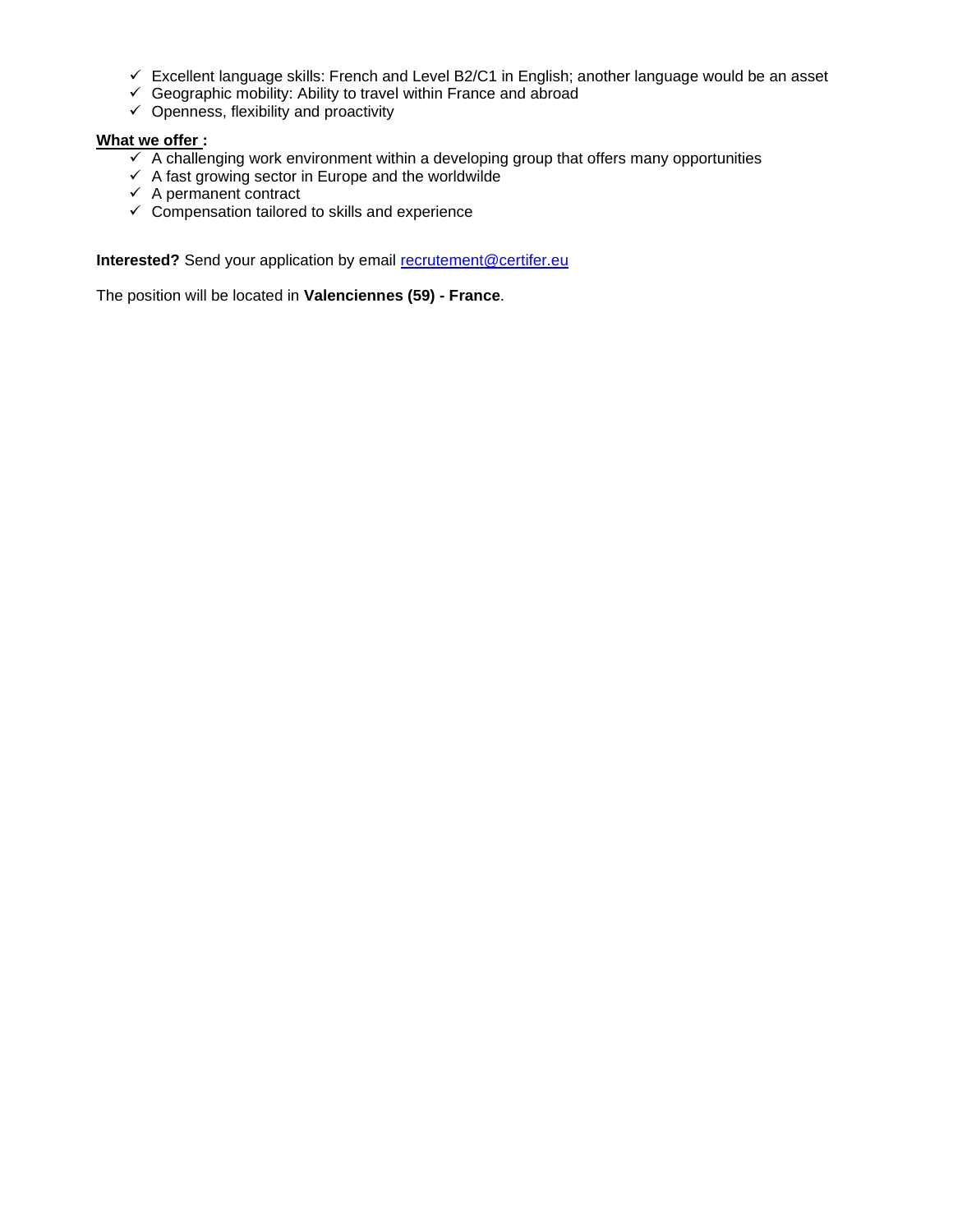- ✓ Excellent language skills: French and Level B2/C1 in English; another language would be an asset
- ✓ Geographic mobility: Ability to travel within France and abroad
- ✓ Openness, flexibility and proactivity

**What we offer :**

- ✓ A challenging work environment within a developing group that offers many opportunities
- ✓ A fast growing sector in Europe and the worldwilde
- ✓ A permanent contract
- ✓ Compensation tailored to skills and experience

**Interested?** Send your application by email recrutement@certifer.eu

The position will be located in **Valenciennes (59) - France**.